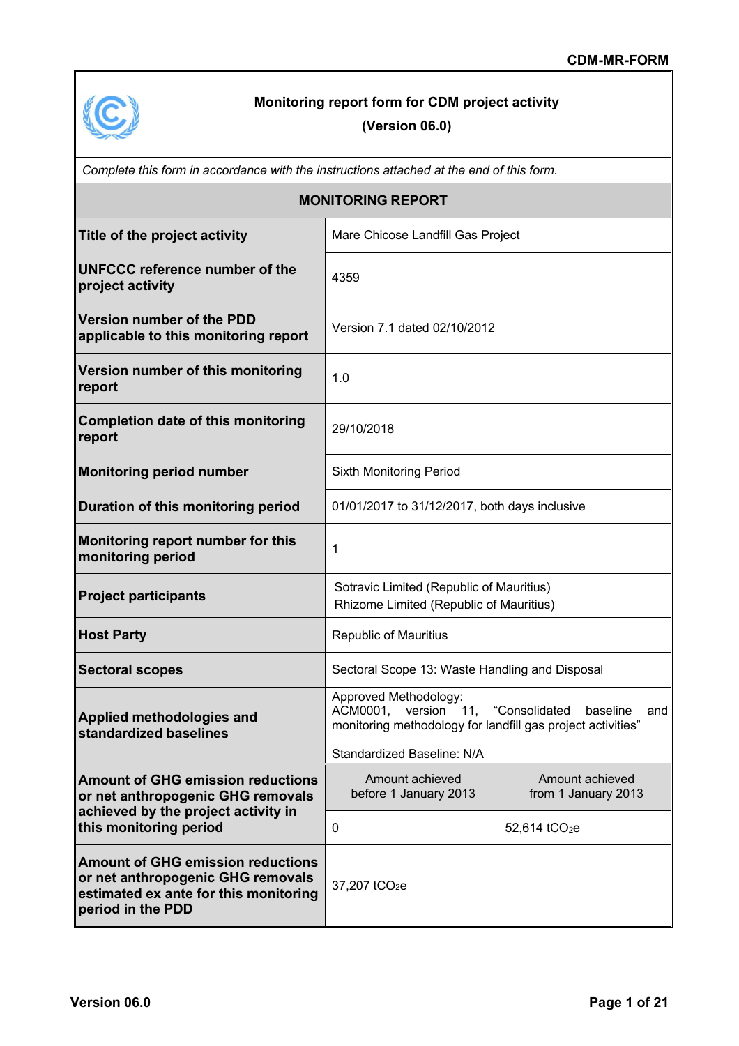CDM-MR-FORM

# Monitoring report form for CDM project activity
**(Version 06.0)**

*Complete this form in accordance with the instructions attached at the end of this form.*

| MONITORING REPORT | | |
|---|---|---|
| **Title of the project activity** | Mare Chicose Landfill Gas Project | |
| **UNFCCC reference number of the project activity** | 4359 | |
| **Version number of the PDD applicable to this monitoring report** | Version 7.1 dated 02/10/2012 | |
| **Version number of this monitoring report** | 1.0 | |
| **Completion date of this monitoring report** | 29/10/2018 | |
| **Monitoring period number** | Sixth Monitoring Period | |
| **Duration of this monitoring period** | 01/01/2017 to 31/12/2017, both days inclusive | |
| **Monitoring report number for this monitoring period** | 1 | |
| **Project participants** | Sotravic Limited (Republic of Mauritius)<br>Rhizome Limited (Republic of Mauritius) | |
| **Host Party** | Republic of Mauritius | |
| **Sectoral scopes** | Sectoral Scope 13: Waste Handling and Disposal | |
| **Applied methodologies and standardized baselines** | Approved Methodology:<br>ACM0001, version 11, “Consolidated baseline and monitoring methodology for landfill gas project activities”<br><br>Standardized Baseline: N/A | |
| **Amount of GHG emission reductions or net anthropogenic GHG removals achieved by the project activity in this monitoring period** | Amount achieved before 1 January 2013 | Amount achieved from 1 January 2013 |
| | 0 | 52,614 $tCO_2e$ |
| **Amount of GHG emission reductions or net anthropogenic GHG removals estimated ex ante for this monitoring period in the PDD** | 37,207 $tCO_2e$ | |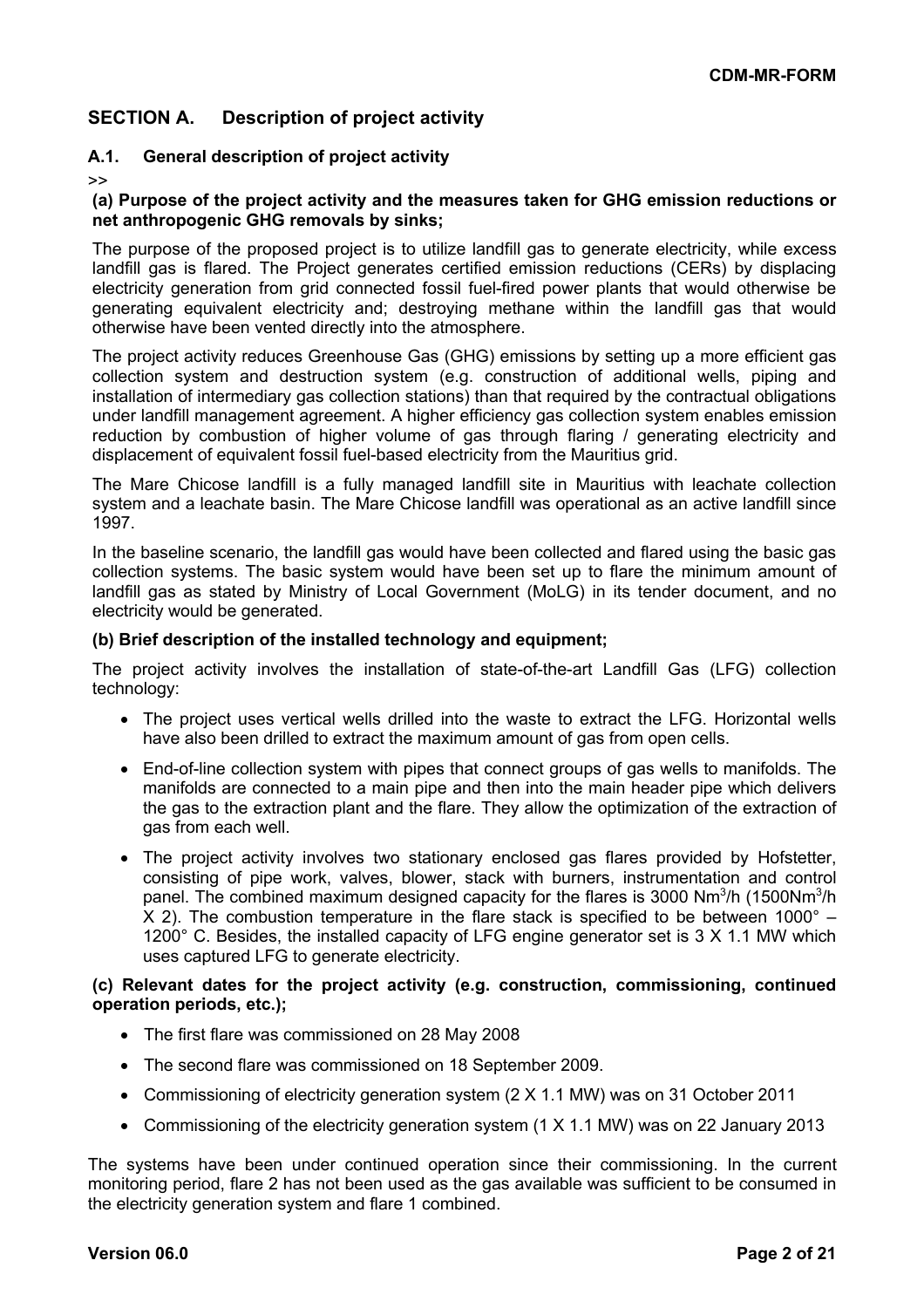## SECTION A. Description of project activity

### A.1. General description of project activity

>>

**(a) Purpose of the project activity and the measures taken for GHG emission reductions or net anthropogenic GHG removals by sinks;**

The purpose of the proposed project is to utilize landfill gas to generate electricity, while excess landfill gas is flared. The Project generates certified emission reductions (CERs) by displacing electricity generation from grid connected fossil fuel-fired power plants that would otherwise be generating equivalent electricity and; destroying methane within the landfill gas that would otherwise have been vented directly into the atmosphere.

The project activity reduces Greenhouse Gas (GHG) emissions by setting up a more efficient gas collection system and destruction system (e.g. construction of additional wells, piping and installation of intermediary gas collection stations) than that required by the contractual obligations under landfill management agreement. A higher efficiency gas collection system enables emission reduction by combustion of higher volume of gas through flaring / generating electricity and displacement of equivalent fossil fuel-based electricity from the Mauritius grid.

The Mare Chicose landfill is a fully managed landfill site in Mauritius with leachate collection system and a leachate basin. The Mare Chicose landfill was operational as an active landfill since 1997.

In the baseline scenario, the landfill gas would have been collected and flared using the basic gas collection systems. The basic system would have been set up to flare the minimum amount of landfill gas as stated by Ministry of Local Government (MoLG) in its tender document, and no electricity would be generated.

**(b) Brief description of the installed technology and equipment;**

The project activity involves the installation of state-of-the-art Landfill Gas (LFG) collection technology:

- The project uses vertical wells drilled into the waste to extract the LFG. Horizontal wells have also been drilled to extract the maximum amount of gas from open cells.
- End-of-line collection system with pipes that connect groups of gas wells to manifolds. The manifolds are connected to a main pipe and then into the main header pipe which delivers the gas to the extraction plant and the flare. They allow the optimization of the extraction of gas from each well.
- The project activity involves two stationary enclosed gas flares provided by Hofstetter, consisting of pipe work, valves, blower, stack with burners, instrumentation and control panel. The combined maximum designed capacity for the flares is 3000 $Nm^3/h$ (1500$Nm^3/h$ X 2). The combustion temperature in the flare stack is specified to be between 1000° – 1200° C. Besides, the installed capacity of LFG engine generator set is 3 X 1.1 MW which uses captured LFG to generate electricity.

**(c) Relevant dates for the project activity (e.g. construction, commissioning, continued operation periods, etc.);**

- The first flare was commissioned on 28 May 2008
- The second flare was commissioned on 18 September 2009.
- Commissioning of electricity generation system (2 X 1.1 MW) was on 31 October 2011
- Commissioning of the electricity generation system (1 X 1.1 MW) was on 22 January 2013

The systems have been under continued operation since their commissioning. In the current monitoring period, flare 2 has not been used as the gas available was sufficient to be consumed in the electricity generation system and flare 1 combined.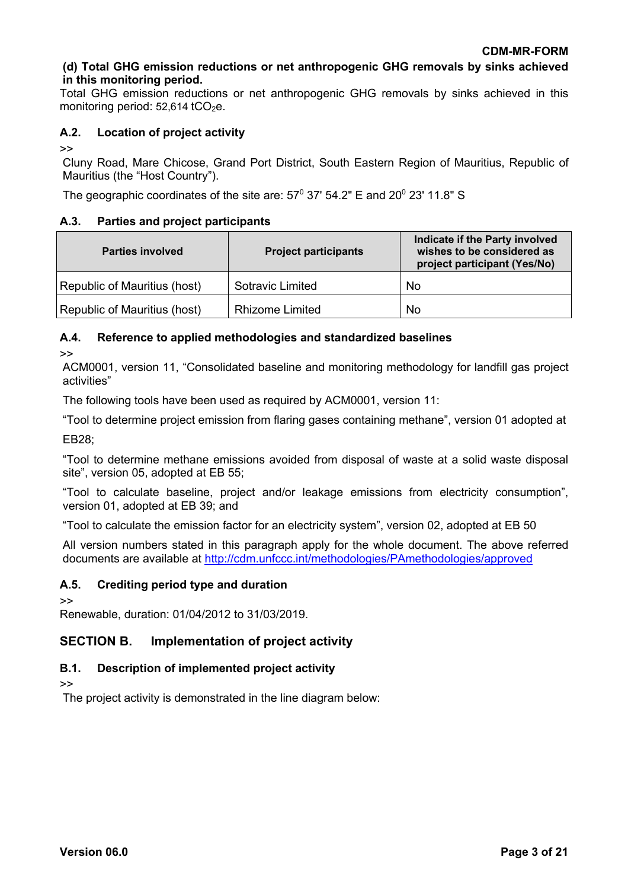**(d) Total GHG emission reductions or net anthropogenic GHG removals by sinks achieved in this monitoring period.**

Total GHG emission reductions or net anthropogenic GHG removals by sinks achieved in this monitoring period: 52,614 $tCO_2e$.

### A.2. Location of project activity

>>

Cluny Road, Mare Chicose, Grand Port District, South Eastern Region of Mauritius, Republic of Mauritius (the "Host Country").

The geographic coordinates of the site are: $57^0$ 37' 54.2" E and $20^0$ 23' 11.8" S

### A.3. Parties and project participants

| Parties involved | Project participants | Indicate if the Party involved wishes to be considered as project participant (Yes/No) |
|---|---|---|
| Republic of Mauritius (host) | Sotravic Limited | No |
| Republic of Mauritius (host) | Rhizome Limited | No |

### A.4. Reference to applied methodologies and standardized baselines

>>

ACM0001, version 11, "Consolidated baseline and monitoring methodology for landfill gas project activities"

The following tools have been used as required by ACM0001, version 11:

"Tool to determine project emission from flaring gases containing methane", version 01 adopted at EB28;

"Tool to determine methane emissions avoided from disposal of waste at a solid waste disposal site", version 05, adopted at EB 55;

"Tool to calculate baseline, project and/or leakage emissions from electricity consumption", version 01, adopted at EB 39; and

"Tool to calculate the emission factor for an electricity system", version 02, adopted at EB 50

All version numbers stated in this paragraph apply for the whole document. The above referred documents are available at http://cdm.unfccc.int/methodologies/PAmethodologies/approved

### A.5. Crediting period type and duration

>>

Renewable, duration: 01/04/2012 to 31/03/2019.

## SECTION B. Implementation of project activity

### B.1. Description of implemented project activity

>>

The project activity is demonstrated in the line diagram below: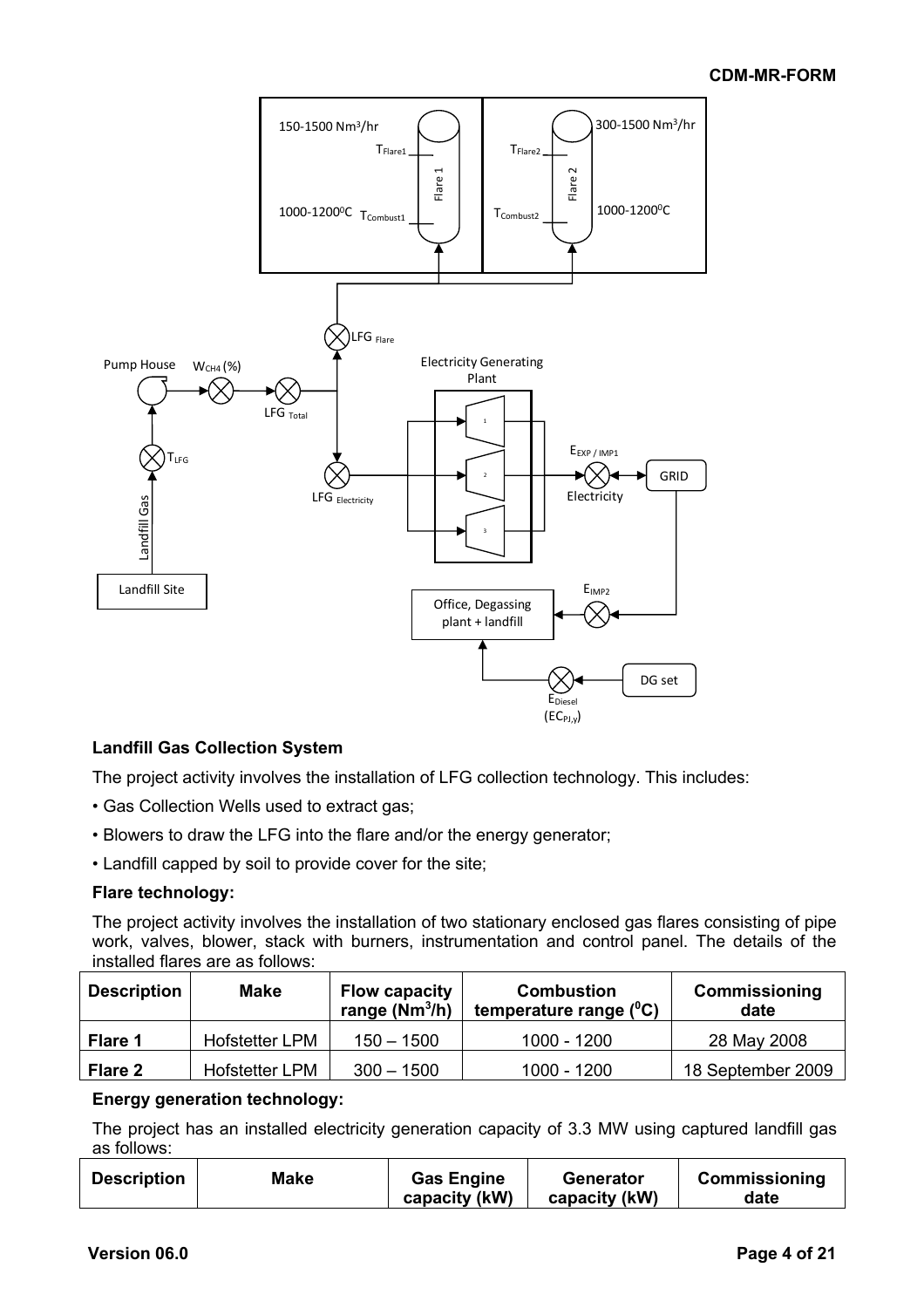## Landfill Gas Collection System

The project activity involves the installation of LFG collection technology. This includes:

- Gas Collection Wells used to extract gas;
- Blowers to draw the LFG into the flare and/or the energy generator;
- Landfill capped by soil to provide cover for the site;

### Flare technology:

The project activity involves the installation of two stationary enclosed gas flares consisting of pipe work, valves, blower, stack with burners, instrumentation and control panel. The details of the installed flares are as follows:

| Description | Make | Flow capacity range ($Nm^3/h$) | Combustion temperature range ($^0C$) | Commissioning date |
|---|---|---|---|---|
| **Flare 1** | Hofstetter LPM | 150 – 1500 | 1000 - 1200 | 28 May 2008 |
| **Flare 2** | Hofstetter LPM | 300 – 1500 | 1000 - 1200 | 18 September 2009 |

### Energy generation technology:

The project has an installed electricity generation capacity of 3.3 MW using captured landfill gas as follows:

| Description | Make | Gas Engine capacity (kW) | Generator capacity (kW) | Commissioning date |
|---|---|---|---|---|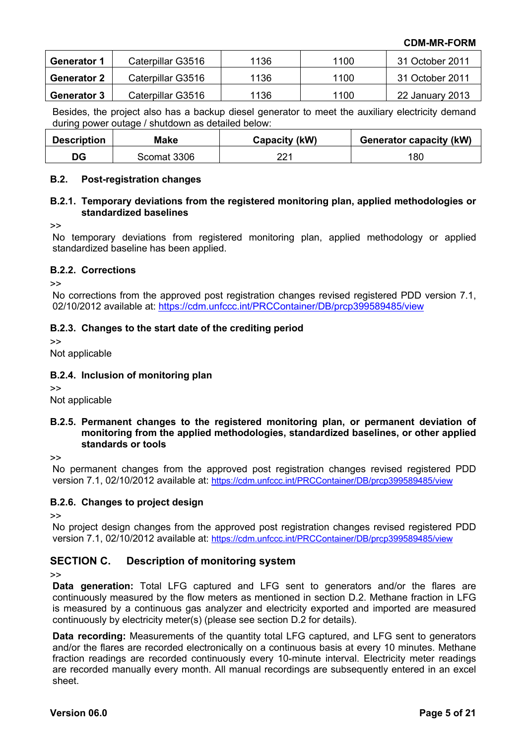| Generator 1 | Caterpillar G3516 | 1136 | 1100 | 31 October 2011 |
|---|---|---|---|---|
| **Generator 2** | Caterpillar G3516 | 1136 | 1100 | 31 October 2011 |
| **Generator 3** | Caterpillar G3516 | 1136 | 1100 | 22 January 2013 |

Besides, the project also has a backup diesel generator to meet the auxiliary electricity demand during power outage / shutdown as detailed below:

| Description | Make | Capacity (kW) | Generator capacity (kW) |
|---|---|---|---|
| DG | Scomat 3306 | 221 | 180 |

### B.2. Post-registration changes

#### B.2.1. Temporary deviations from the registered monitoring plan, applied methodologies or standardized baselines

>>

No temporary deviations from registered monitoring plan, applied methodology or applied standardized baseline has been applied.

#### B.2.2. Corrections

>>

No corrections from the approved post registration changes revised registered PDD version 7.1, 02/10/2012 available at: https://cdm.unfccc.int/PRCContainer/DB/prcp399589485/view

#### B.2.3. Changes to the start date of the crediting period

>>

Not applicable

#### B.2.4. Inclusion of monitoring plan

>>

Not applicable

#### B.2.5. Permanent changes to the registered monitoring plan, or permanent deviation of monitoring from the applied methodologies, standardized baselines, or other applied standards or tools

>>

No permanent changes from the approved post registration changes revised registered PDD version 7.1, 02/10/2012 available at: https://cdm.unfccc.int/PRCContainer/DB/prcp399589485/view

#### B.2.6. Changes to project design

>>

No project design changes from the approved post registration changes revised registered PDD version 7.1, 02/10/2012 available at: https://cdm.unfccc.int/PRCContainer/DB/prcp399589485/view

## SECTION C. Description of monitoring system

>>

**Data generation:** Total LFG captured and LFG sent to generators and/or the flares are continuously measured by the flow meters as mentioned in section D.2. Methane fraction in LFG is measured by a continuous gas analyzer and electricity exported and imported are measured continuously by electricity meter(s) (please see section D.2 for details).

**Data recording:** Measurements of the quantity total LFG captured, and LFG sent to generators and/or the flares are recorded electronically on a continuous basis at every 10 minutes. Methane fraction readings are recorded continuously every 10-minute interval. Electricity meter readings are recorded manually every month. All manual recordings are subsequently entered in an excel sheet.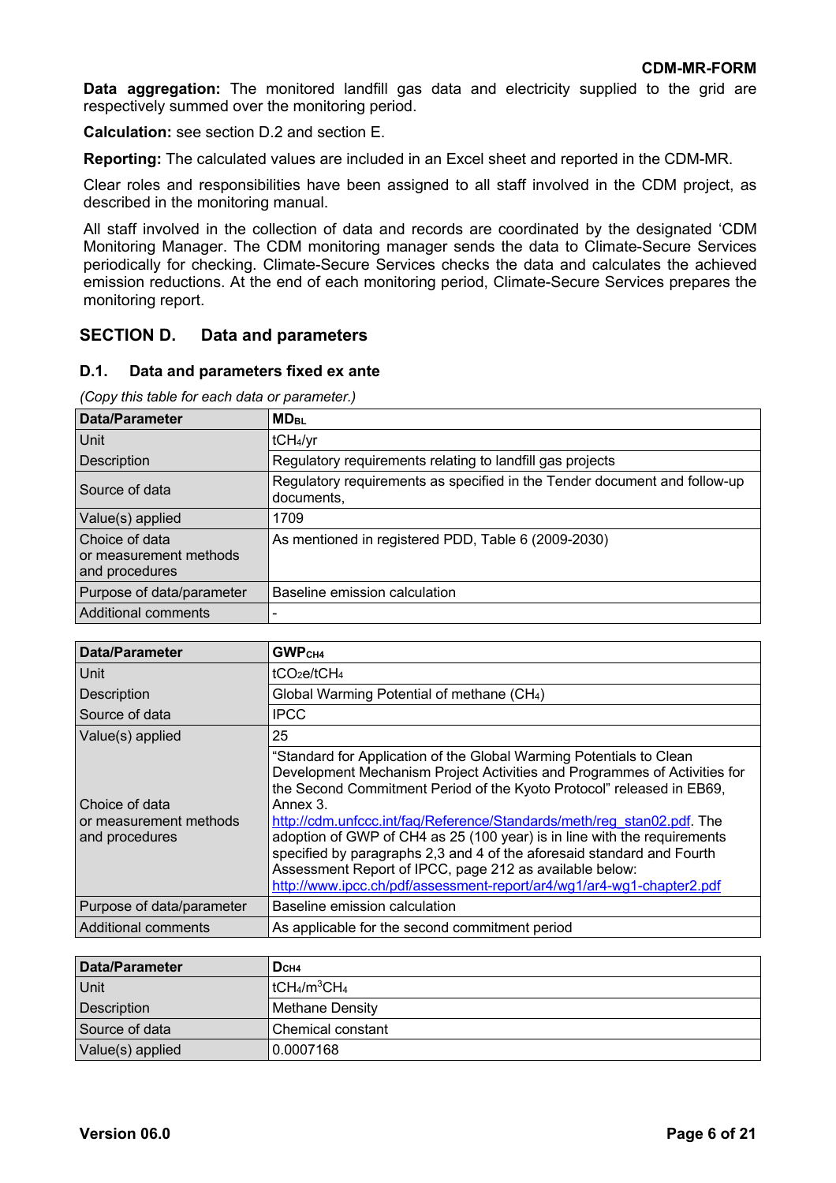**Data aggregation:** The monitored landfill gas data and electricity supplied to the grid are respectively summed over the monitoring period.

**Calculation:** see section D.2 and section E.

**Reporting:** The calculated values are included in an Excel sheet and reported in the CDM-MR.

Clear roles and responsibilities have been assigned to all staff involved in the CDM project, as described in the monitoring manual.

All staff involved in the collection of data and records are coordinated by the designated 'CDM Monitoring Manager. The CDM monitoring manager sends the data to Climate-Secure Services periodically for checking. Climate-Secure Services checks the data and calculates the achieved emission reductions. At the end of each monitoring period, Climate-Secure Services prepares the monitoring report.

## SECTION D. Data and parameters

### D.1. Data and parameters fixed ex ante

*(Copy this table for each data or parameter.)*

| Data/Parameter | $MD_{BL}$ |
|---|---|
| Unit | $tCH_4/yr$ |
| Description | Regulatory requirements relating to landfill gas projects |
| Source of data | Regulatory requirements as specified in the Tender document and follow-up documents, |
| Value(s) applied | 1709 |
| Choice of data or measurement methods and procedures | As mentioned in registered PDD, Table 6 (2009-2030) |
| Purpose of data/parameter | Baseline emission calculation |
| Additional comments | - |

| Data/Parameter | $GWP_{CH4}$ |
|---|---|
| Unit | $tCO_2e/tCH_4$ |
| Description | Global Warming Potential of methane ($CH_4$) |
| Source of data | IPCC |
| Value(s) applied | 25 |
| Choice of data or measurement methods and procedures | "Standard for Application of the Global Warming Potentials to Clean Development Mechanism Project Activities and Programmes of Activities for the Second Commitment Period of the Kyoto Protocol" released in EB69, Annex 3. http://cdm.unfccc.int/faq/Reference/Standards/meth/reg_stan02.pdf. The adoption of GWP of CH4 as 25 (100 year) is in line with the requirements specified by paragraphs 2,3 and 4 of the aforesaid standard and Fourth Assessment Report of IPCC, page 212 as available below: http://www.ipcc.ch/pdf/assessment-report/ar4/wg1/ar4-wg1-chapter2.pdf |
| Purpose of data/parameter | Baseline emission calculation |
| Additional comments | As applicable for the second commitment period |

| Data/Parameter | $D_{CH4}$ |
|---|---|
| Unit | $tCH_4/m^3CH_4$ |
| Description | Methane Density |
| Source of data | Chemical constant |
| Value(s) applied | 0.0007168 |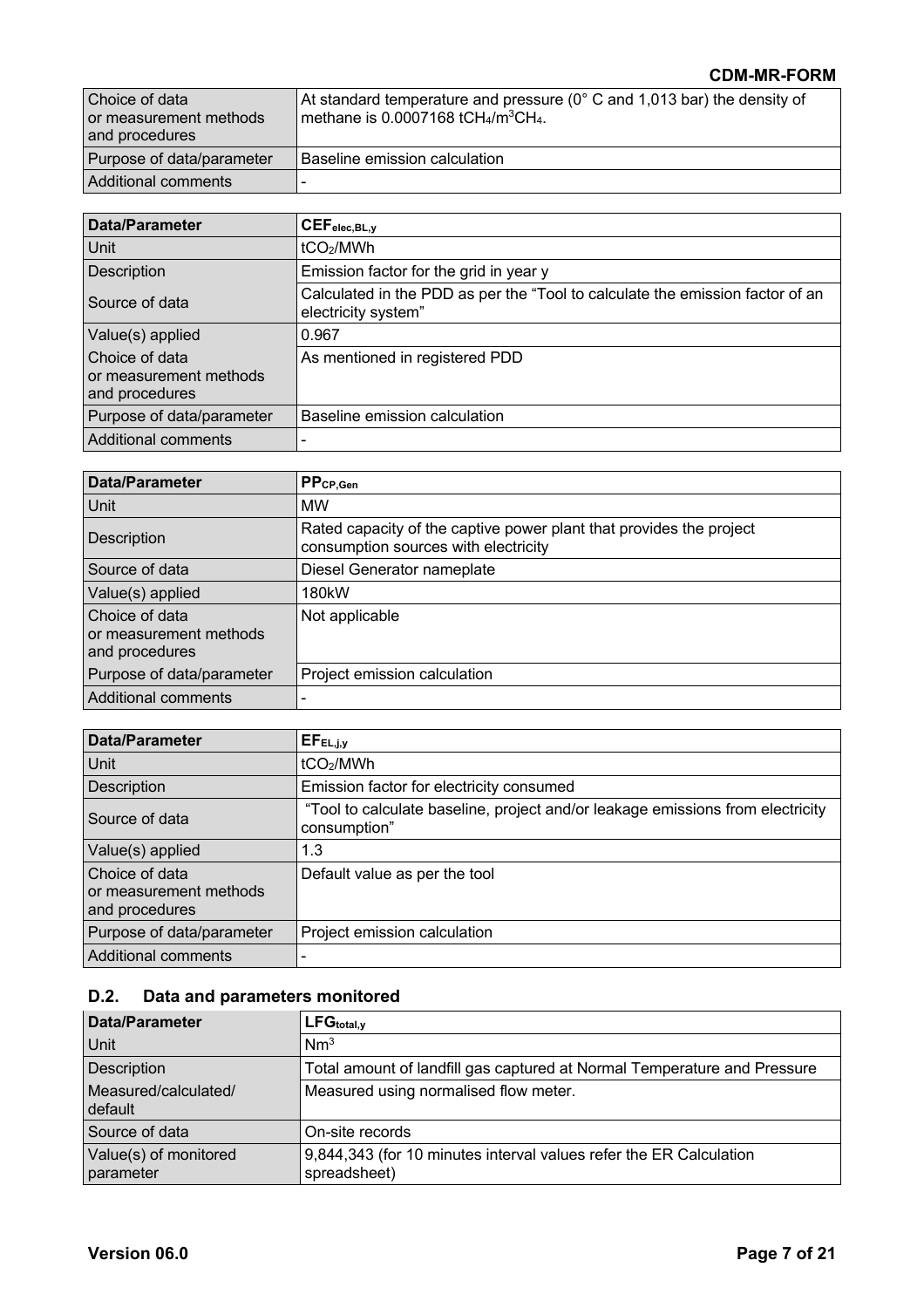| | |
|---|---|
| Choice of data or measurement methods and procedures | At standard temperature and pressure (0° C and 1,013 bar) the density of methane is 0.0007168 $tCH_4/m^3CH_4$. |
| Purpose of data/parameter | Baseline emission calculation |
| Additional comments | - |

| **Data/Parameter** | $CEF_{elec,BL,y}$ |
|---|---|
| Unit | $tCO_2/MWh$ |
| Description | Emission factor for the grid in year y |
| Source of data | Calculated in the PDD as per the "Tool to calculate the emission factor of an electricity system" |
| Value(s) applied | 0.967 |
| Choice of data or measurement methods and procedures | As mentioned in registered PDD |
| Purpose of data/parameter | Baseline emission calculation |
| Additional comments | - |

| **Data/Parameter** | $PP_{CP,Gen}$ |
|---|---|
| Unit | MW |
| Description | Rated capacity of the captive power plant that provides the project consumption sources with electricity |
| Source of data | Diesel Generator nameplate |
| Value(s) applied | 180kW |
| Choice of data or measurement methods and procedures | Not applicable |
| Purpose of data/parameter | Project emission calculation |
| Additional comments | - |

| **Data/Parameter** | $EF_{EL,j,y}$ |
|---|---|
| Unit | $tCO_2/MWh$ |
| Description | Emission factor for electricity consumed |
| Source of data | "Tool to calculate baseline, project and/or leakage emissions from electricity consumption" |
| Value(s) applied | 1.3 |
| Choice of data or measurement methods and procedures | Default value as per the tool |
| Purpose of data/parameter | Project emission calculation |
| Additional comments | - |

## D.2. Data and parameters monitored

| **Data/Parameter** | $LFG_{total,y}$ |
|---|---|
| Unit | $Nm^3$ |
| Description | Total amount of landfill gas captured at Normal Temperature and Pressure |
| Measured/calculated/ default | Measured using normalised flow meter. |
| Source of data | On-site records |
| Value(s) of monitored parameter | 9,844,343 (for 10 minutes interval values refer the ER Calculation spreadsheet) |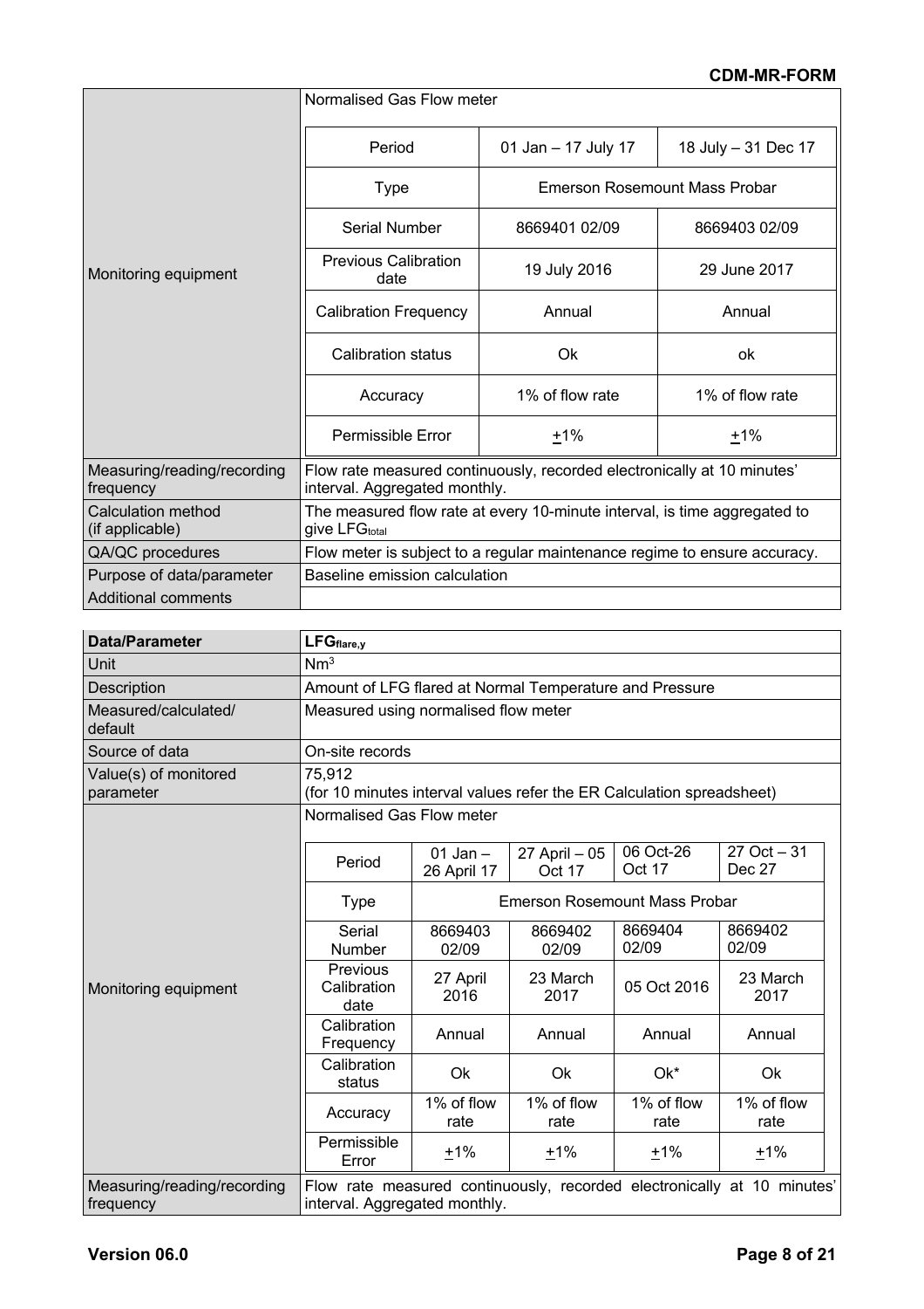| | |
|---|---|
| Monitoring equipment | Normalised Gas Flow meter<br><br>\| Period \| 01 Jan – 17 July 17 \| 18 July – 31 Dec 17 \|<br>\| Type \| Emerson Rosemount Mass Probar \| \|<br>\| Serial Number \| 8669401 02/09 \| 8669403 02/09 \|<br>\| Previous Calibration date \| 19 July 2016 \| 29 June 2017 \|<br>\| Calibration Frequency \| Annual \| Annual \|<br>\| Calibration status \| Ok \| ok \|<br>\| Accuracy \| 1% of flow rate \| 1% of flow rate \|<br>\| Permissible Error \| +1% \| +1% \| |
| Measuring/reading/recording frequency | Flow rate measured continuously, recorded electronically at 10 minutes' interval. Aggregated monthly. |
| Calculation method (if applicable) | The measured flow rate at every 10-minute interval, is time aggregated to give $LFG_{total}$ |
| QA/QC procedures | Flow meter is subject to a regular maintenance regime to ensure accuracy. |
| Purpose of data/parameter | Baseline emission calculation |
| Additional comments | |

| **Data/Parameter** | $LFG_{flare,y}$ |
|---|---|
| Unit | $Nm^3$ |
| Description | Amount of LFG flared at Normal Temperature and Pressure |
| Measured/calculated/ default | Measured using normalised flow meter |
| Source of data | On-site records |
| Value(s) of monitored parameter | 75,912<br>(for 10 minutes interval values refer the ER Calculation spreadsheet) |
| Monitoring equipment | Normalised Gas Flow meter<br><br>\| Period \| 01 Jan – 26 April 17 \| 27 April – 05 Oct 17 \| 06 Oct-26 Oct 17 \| 27 Oct – 31 Dec 27 \|<br>\| Type \| Emerson Rosemount Mass Probar \| \| \| \|<br>\| Serial Number \| 8669403 02/09 \| 8669402 02/09 \| 8669404 02/09 \| 8669402 02/09 \|<br>\| Previous Calibration date \| 27 April 2016 \| 23 March 2017 \| 05 Oct 2016 \| 23 March 2017 \|<br>\| Calibration Frequency \| Annual \| Annual \| Annual \| Annual \|<br>\| Calibration status \| Ok \| Ok \| Ok* \| Ok \|<br>\| Accuracy \| 1% of flow rate \| 1% of flow rate \| 1% of flow rate \| 1% of flow rate \|<br>\| Permissible Error \| +1% \| +1% \| +1% \| +1% \| |
| Measuring/reading/recording frequency | Flow rate measured continuously, recorded electronically at 10 minutes' interval. Aggregated monthly. |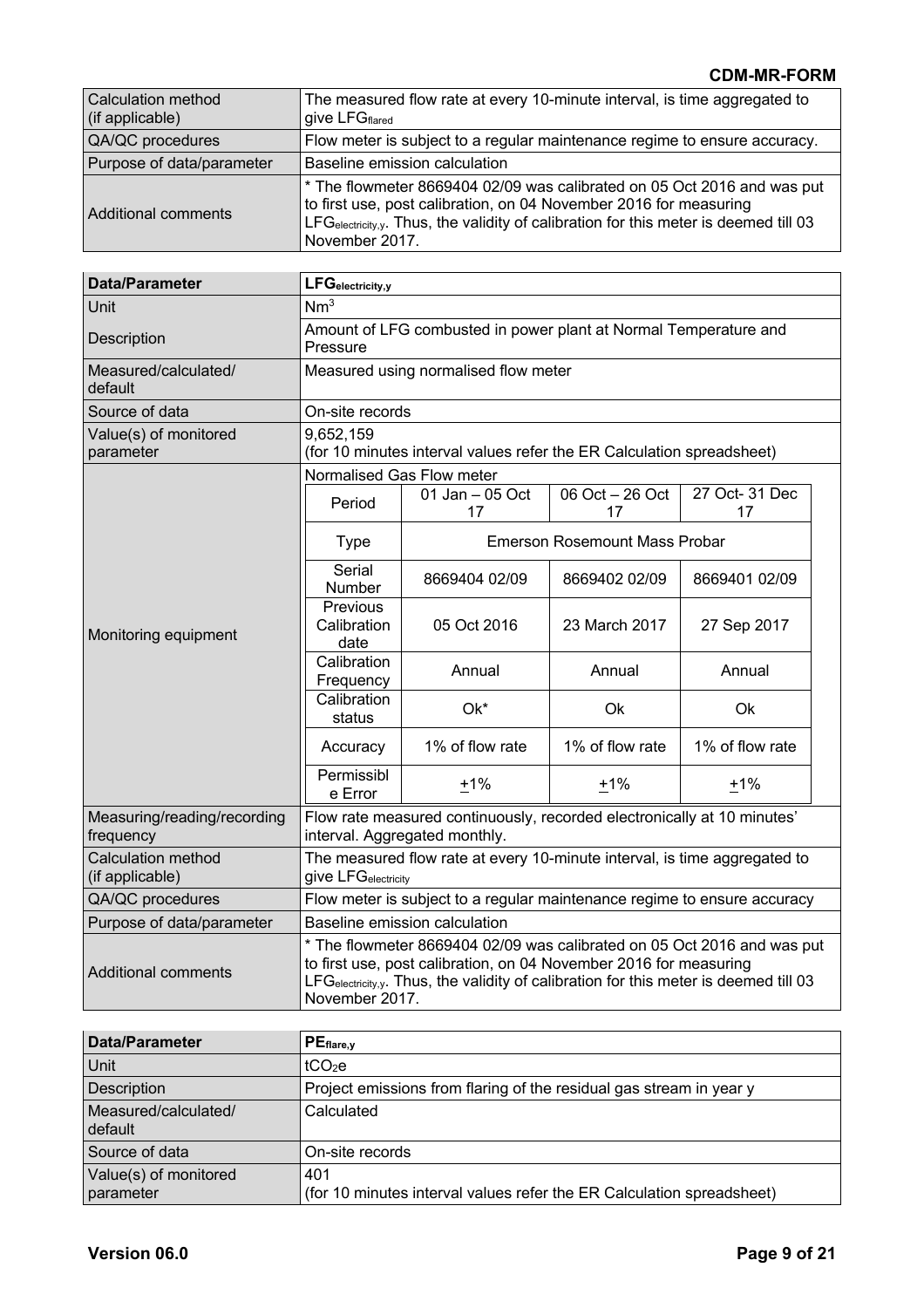| Calculation method (if applicable) | The measured flow rate at every 10-minute interval, is time aggregated to give $LFG_{flared}$ |
|---|---|
| QA/QC procedures | Flow meter is subject to a regular maintenance regime to ensure accuracy. |
| Purpose of data/parameter | Baseline emission calculation |
| Additional comments | * The flowmeter 8669404 02/09 was calibrated on 05 Oct 2016 and was put to first use, post calibration, on 04 November 2016 for measuring $LFG_{electricity,y}$. Thus, the validity of calibration for this meter is deemed till 03 November 2017. |

| **Data/Parameter** | **$LFG_{electricity,y}$** | | | |
|---|---|---|---|---|
| Unit | $Nm^3$ | | | |
| Description | Amount of LFG combusted in power plant at Normal Temperature and Pressure | | | |
| Measured/calculated/ default | Measured using normalised flow meter | | | |
| Source of data | On-site records | | | |
| Value(s) of monitored parameter | 9,652,159 (for 10 minutes interval values refer the ER Calculation spreadsheet) | | | |
| Monitoring equipment | Normalised Gas Flow meter | | | |
| | Period | 01 Jan – 05 Oct 17 | 06 Oct – 26 Oct 17 | 27 Oct- 31 Dec 17 |
| | Type | Emerson Rosemount Mass Probar | | |
| | Serial Number | 8669404 02/09 | 8669402 02/09 | 8669401 02/09 |
| | Previous Calibration date | 05 Oct 2016 | 23 March 2017 | 27 Sep 2017 |
| | Calibration Frequency | Annual | Annual | Annual |
| | Calibration status | Ok* | Ok | Ok |
| | Accuracy | 1% of flow rate | 1% of flow rate | 1% of flow rate |
| | Permissible Error | ±1% | ±1% | ±1% |
| Measuring/reading/recording frequency | Flow rate measured continuously, recorded electronically at 10 minutes' interval. Aggregated monthly. | | | |
| Calculation method (if applicable) | The measured flow rate at every 10-minute interval, is time aggregated to give $LFG_{electricity}$ | | | |
| QA/QC procedures | Flow meter is subject to a regular maintenance regime to ensure accuracy | | | |
| Purpose of data/parameter | Baseline emission calculation | | | |
| Additional comments | * The flowmeter 8669404 02/09 was calibrated on 05 Oct 2016 and was put to first use, post calibration, on 04 November 2016 for measuring $LFG_{electricity,y}$. Thus, the validity of calibration for this meter is deemed till 03 November 2017. | | | |

| **Data/Parameter** | **$PE_{flare,y}$** |
|---|---|
| Unit | $tCO_2e$ |
| Description | Project emissions from flaring of the residual gas stream in year y |
| Measured/calculated/ default | Calculated |
| Source of data | On-site records |
| Value(s) of monitored parameter | 401 (for 10 minutes interval values refer the ER Calculation spreadsheet) |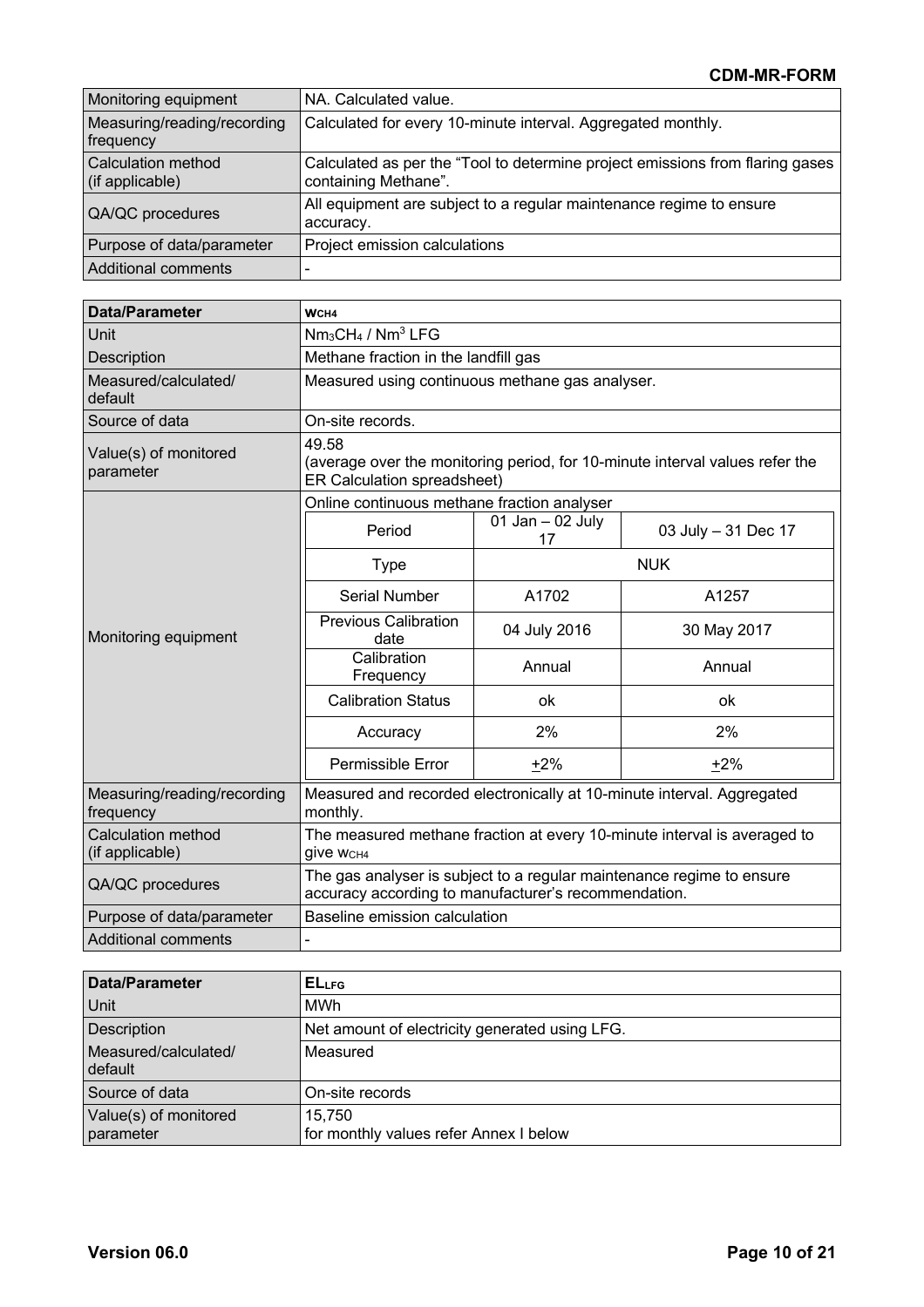| | |
|---|---|
| Monitoring equipment | NA. Calculated value. |
| Measuring/reading/recording frequency | Calculated for every 10-minute interval. Aggregated monthly. |
| Calculation method (if applicable) | Calculated as per the "Tool to determine project emissions from flaring gases containing Methane". |
| QA/QC procedures | All equipment are subject to a regular maintenance regime to ensure accuracy. |
| Purpose of data/parameter | Project emission calculations |
| Additional comments | - |

| Data/Parameter | $w_{CH4}$ | | |
|---|---|---|---|
| Unit | $Nm_3CH_4$ / $Nm^3$ LFG | | |
| Description | Methane fraction in the landfill gas | | |
| Measured/calculated/ default | Measured using continuous methane gas analyser. | | |
| Source of data | On-site records. | | |
| Value(s) of monitored parameter | 49.58 (average over the monitoring period, for 10-minute interval values refer the ER Calculation spreadsheet) | | |
| Monitoring equipment | Online continuous methane fraction analyser | | |
| | Period | 01 Jan – 02 July 17 | 03 July – 31 Dec 17 |
| | Type | NUK | |
| | Serial Number | A1702 | A1257 |
| | Previous Calibration date | 04 July 2016 | 30 May 2017 |
| | Calibration Frequency | Annual | Annual |
| | Calibration Status | ok | ok |
| | Accuracy | 2% | 2% |
| | Permissible Error | ±2% | ±2% |
| Measuring/reading/recording frequency | Measured and recorded electronically at 10-minute interval. Aggregated monthly. | | |
| Calculation method (if applicable) | The measured methane fraction at every 10-minute interval is averaged to give $w_{CH4}$ | | |
| QA/QC procedures | The gas analyser is subject to a regular maintenance regime to ensure accuracy according to manufacturer's recommendation. | | |
| Purpose of data/parameter | Baseline emission calculation | | |
| Additional comments | - | | |

| Data/Parameter | $EL_{LFG}$ |
|---|---|
| Unit | MWh |
| Description | Net amount of electricity generated using LFG. |
| Measured/calculated/ default | Measured |
| Source of data | On-site records |
| Value(s) of monitored parameter | 15,750 for monthly values refer Annex I below |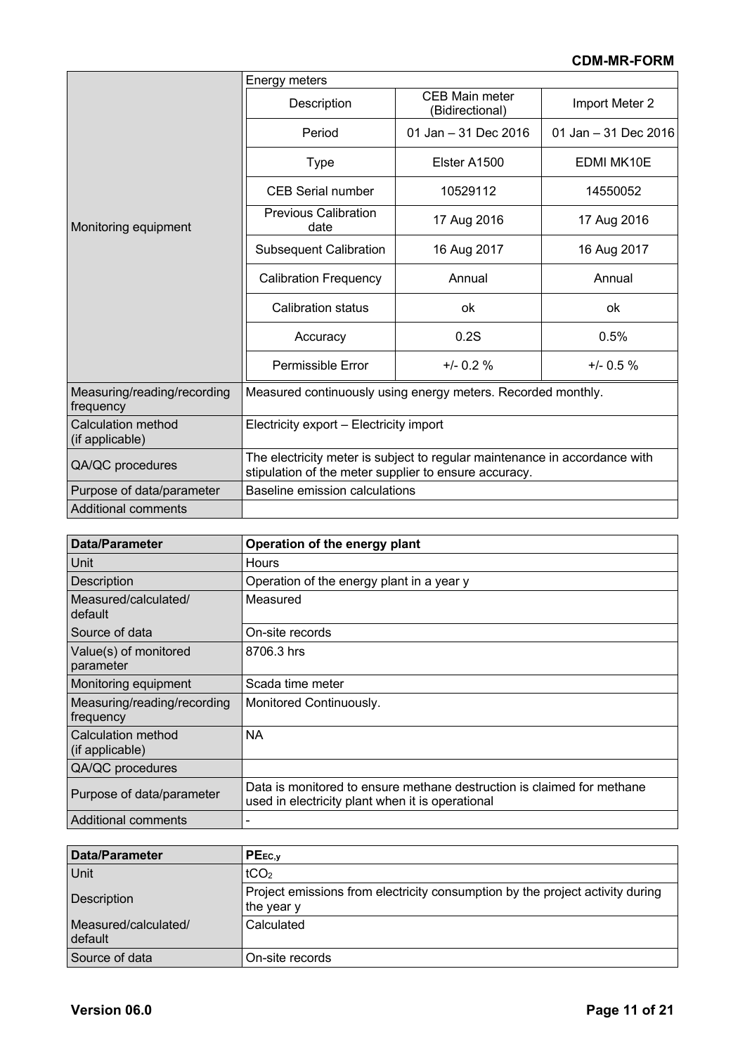| Monitoring equipment | Energy meters | | |
|---|---|---|---|
| | Description | CEB Main meter (Bidirectional) | Import Meter 2 |
| | Period | 01 Jan – 31 Dec 2016 | 01 Jan – 31 Dec 2016 |
| | Type | Elster A1500 | EDMI MK10E |
| | CEB Serial number | 10529112 | 14550052 |
| | Previous Calibration date | 17 Aug 2016 | 17 Aug 2016 |
| | Subsequent Calibration | 16 Aug 2017 | 16 Aug 2017 |
| | Calibration Frequency | Annual | Annual |
| | Calibration status | ok | ok |
| | Accuracy | 0.2S | 0.5% |
| | Permissible Error | +/- 0.2 % | +/- 0.5 % |
| Measuring/reading/recording frequency | Measured continuously using energy meters. Recorded monthly. | | |
| Calculation method (if applicable) | Electricity export – Electricity import | | |
| QA/QC procedures | The electricity meter is subject to regular maintenance in accordance with stipulation of the meter supplier to ensure accuracy. | | |
| Purpose of data/parameter | Baseline emission calculations | | |
| Additional comments | | | |

| **Data/Parameter** | **Operation of the energy plant** |
|---|---|
| Unit | Hours |
| Description | Operation of the energy plant in a year y |
| Measured/calculated/ default | Measured |
| Source of data | On-site records |
| Value(s) of monitored parameter | 8706.3 hrs |
| Monitoring equipment | Scada time meter |
| Measuring/reading/recording frequency | Monitored Continuously. |
| Calculation method (if applicable) | NA |
| QA/QC procedures | |
| Purpose of data/parameter | Data is monitored to ensure methane destruction is claimed for methane used in electricity plant when it is operational |
| Additional comments | - |

| **Data/Parameter** | $PE_{EC,y}$ |
|---|---|
| Unit | $tCO_2$ |
| Description | Project emissions from electricity consumption by the project activity during the year y |
| Measured/calculated/ default | Calculated |
| Source of data | On-site records |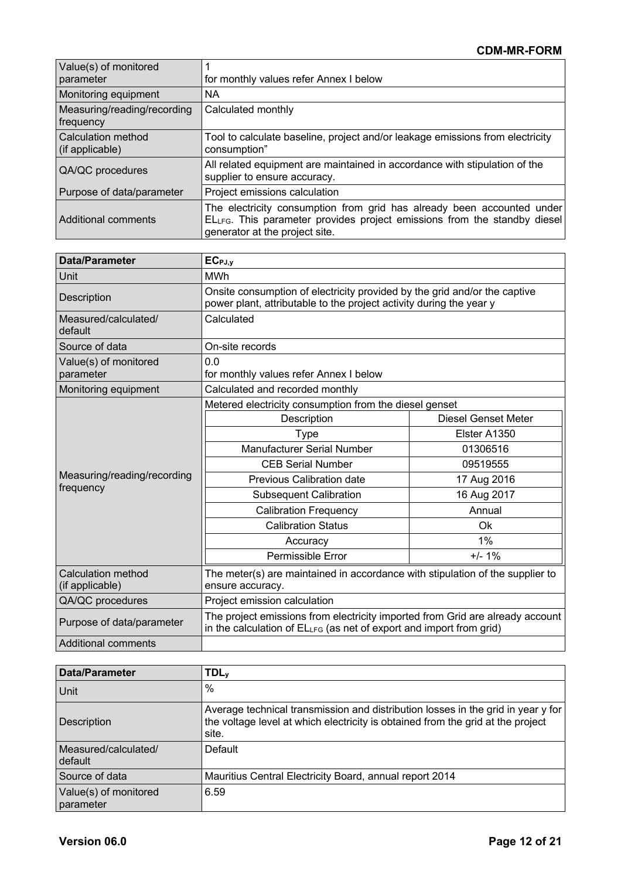| | |
|---|---|
| Value(s) of monitored parameter | 1<br>for monthly values refer Annex I below |
| Monitoring equipment | NA |
| Measuring/reading/recording frequency | Calculated monthly |
| Calculation method (if applicable) | Tool to calculate baseline, project and/or leakage emissions from electricity consumption" |
| QA/QC procedures | All related equipment are maintained in accordance with stipulation of the supplier to ensure accuracy. |
| Purpose of data/parameter | Project emissions calculation |
| Additional comments | The electricity consumption from grid has already been accounted under $EL_{LFG}$. This parameter provides project emissions from the standby diesel generator at the project site. |

| Data/Parameter | $EC_{PJ,y}$ |
|---|---|
| Unit | MWh |
| Description | Onsite consumption of electricity provided by the grid and/or the captive power plant, attributable to the project activity during the year y |
| Measured/calculated/ default | Calculated |
| Source of data | On-site records |
| Value(s) of monitored parameter | 0.0<br>for monthly values refer Annex I below |
| Monitoring equipment | Calculated and recorded monthly |
| Measuring/reading/recording frequency | Metered electricity consumption from the diesel genset<br>Description: Diesel Genset Meter<br>Type: Elster A1350<br>Manufacturer Serial Number: 01306516<br>CEB Serial Number: 09519555<br>Previous Calibration date: 17 Aug 2016<br>Subsequent Calibration: 16 Aug 2017<br>Calibration Frequency: Annual<br>Calibration Status: Ok<br>Accuracy: 1%<br>Permissible Error: +/- 1% |
| Calculation method (if applicable) | The meter(s) are maintained in accordance with stipulation of the supplier to ensure accuracy. |
| QA/QC procedures | Project emission calculation |
| Purpose of data/parameter | The project emissions from electricity imported from Grid are already account in the calculation of $EL_{LFG}$ (as net of export and import from grid) |
| Additional comments | |

| Data/Parameter | $TDL_y$ |
|---|---|
| Unit | % |
| Description | Average technical transmission and distribution losses in the grid in year y for the voltage level at which electricity is obtained from the grid at the project site. |
| Measured/calculated/ default | Default |
| Source of data | Mauritius Central Electricity Board, annual report 2014 |
| Value(s) of monitored parameter | 6.59 |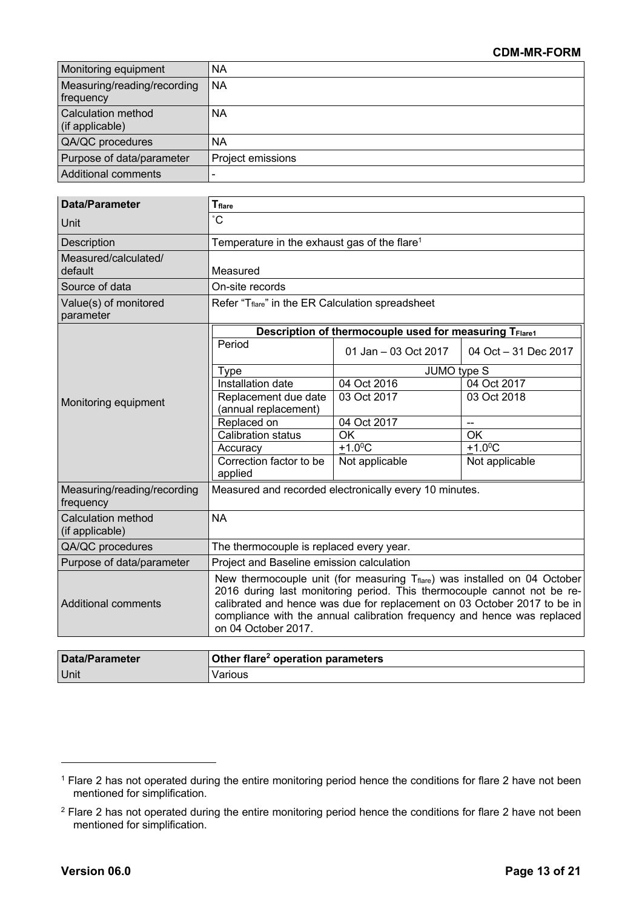| Monitoring equipment | NA |
|---|---|
| Measuring/reading/recording frequency | NA |
| Calculation method (if applicable) | NA |
| QA/QC procedures | NA |
| Purpose of data/parameter | Project emissions |
| Additional comments | - |

| **Data/Parameter** | $T_{flare}$ |
|---|---|
| Unit | ˚C |
| Description | Temperature in the exhaust gas of the flare[1] |
| Measured/calculated/ default | Measured |
| Source of data | On-site records |
| Value(s) of monitored parameter | Refer "$T_{flare}$" in the ER Calculation spreadsheet |
| Monitoring equipment | See table below |
| Measuring/reading/recording frequency | Measured and recorded electronically every 10 minutes. |
| Calculation method (if applicable) | NA |
| QA/QC procedures | The thermocouple is replaced every year. |
| Purpose of data/parameter | Project and Baseline emission calculation |
| Additional comments | New thermocouple unit (for measuring $T_{flare}$) was installed on 04 October 2016 during last monitoring period. This thermocouple cannot not be re-calibrated and hence was due for replacement on 03 October 2017 to be in compliance with the annual calibration frequency and hence was replaced on 04 October 2017. |

**Description of thermocouple used for measuring $T_{Flare1}$**

| Period | 01 Jan – 03 Oct 2017 | 04 Oct – 31 Dec 2017 |
|---|---|---|
| Type | JUMO type S | |
| Installation date | 04 Oct 2016 | 04 Oct 2017 |
| Replacement due date (annual replacement) | 03 Oct 2017 | 03 Oct 2018 |
| Replaced on | 04 Oct 2017 | -- |
| Calibration status | OK | OK |
| Accuracy | $\pm 1.0^0C$ | $\pm 1.0^0C$ |
| Correction factor to be applied | Not applicable | Not applicable |

| **Data/Parameter** | **Other flare[2] operation parameters** |
|---|---|
| Unit | Various |

[1] Flare 2 has not operated during the entire monitoring period hence the conditions for flare 2 have not been mentioned for simplification.

[2] Flare 2 has not operated during the entire monitoring period hence the conditions for flare 2 have not been mentioned for simplification.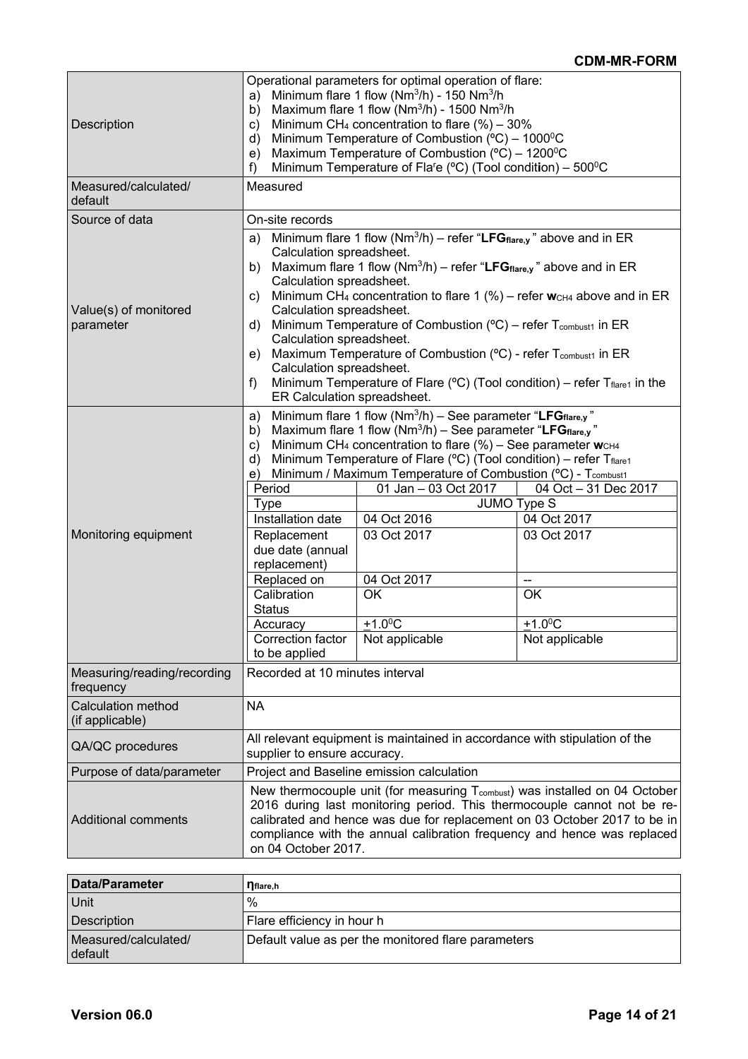| | |
|---|---|
| Description | Operational parameters for optimal operation of flare:<br>a) Minimum flare 1 flow ($Nm^3/h$) - 150 $Nm^3/h$<br>b) Maximum flare 1 flow ($Nm^3/h$) - 1500 $Nm^3/h$<br>c) Minimum $CH_4$ concentration to flare (%) – 30%<br>d) Minimum Temperature of Combustion (ºC) – 1000$^0$C<br>e) Maximum Temperature of Combustion (ºC) – 1200$^0$C<br>f) Minimum Temperature of Flare (ºC) (Tool condition) – 500$^0$C |
| Measured/calculated/ default | Measured |
| Source of data | On-site records |
| Value(s) of monitored parameter | a) Minimum flare 1 flow ($Nm^3/h$) – refer "$\mathbf{LFG_{flare,y}}$" above and in ER Calculation spreadsheet.<br>b) Maximum flare 1 flow ($Nm^3/h$) – refer "$\mathbf{LFG_{flare,y}}$" above and in ER Calculation spreadsheet.<br>c) Minimum $CH_4$ concentration to flare 1 (%) – refer $\mathbf{w}_{CH4}$ above and in ER Calculation spreadsheet.<br>d) Minimum Temperature of Combustion (ºC) – refer $T_{combust1}$ in ER Calculation spreadsheet.<br>e) Maximum Temperature of Combustion (ºC) - refer $T_{combust1}$ in ER Calculation spreadsheet.<br>f) Minimum Temperature of Flare (ºC) (Tool condition) – refer $T_{flare1}$ in the ER Calculation spreadsheet. |
| Monitoring equipment | a) Minimum flare 1 flow ($Nm^3/h$) – See parameter "$\mathbf{LFG_{flare,y}}$"<br>b) Maximum flare 1 flow ($Nm^3/h$) – See parameter "$\mathbf{LFG_{flare,y}}$"<br>c) Minimum $CH_4$ concentration to flare (%) – See parameter $\mathbf{w}_{CH4}$<br>d) Minimum Temperature of Flare (ºC) (Tool condition) – refer $T_{flare1}$<br>e) Minimum / Maximum Temperature of Combustion (ºC) - $T_{combust1}$<br><br>Period: 01 Jan – 03 Oct 2017 \| 04 Oct – 31 Dec 2017<br>Type: JUMO Type S<br>Installation date: 04 Oct 2016 \| 04 Oct 2017<br>Replacement due date (annual replacement): 03 Oct 2017 \| 03 Oct 2017<br>Replaced on: 04 Oct 2017 \| --<br>Calibration Status: OK \| OK<br>Accuracy: $\pm$1.0$^0$C \| $\pm$1.0$^0$C<br>Correction factor to be applied: Not applicable \| Not applicable |
| Measuring/reading/recording frequency | Recorded at 10 minutes interval |
| Calculation method (if applicable) | NA |
| QA/QC procedures | All relevant equipment is maintained in accordance with stipulation of the supplier to ensure accuracy. |
| Purpose of data/parameter | Project and Baseline emission calculation |
| Additional comments | New thermocouple unit (for measuring $T_{combust}$) was installed on 04 October 2016 during last monitoring period. This thermocouple cannot not be re-calibrated and hence was due for replacement on 03 October 2017 to be in compliance with the annual calibration frequency and hence was replaced on 04 October 2017. |

| Data/Parameter | $\eta_{flare,h}$ |
|---|---|
| Unit | % |
| Description | Flare efficiency in hour h |
| Measured/calculated/ default | Default value as per the monitored flare parameters |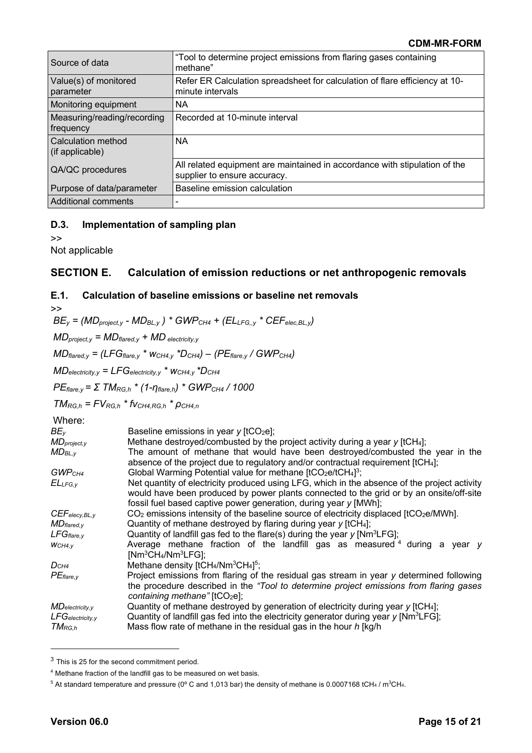| Source of data | "Tool to determine project emissions from flaring gases containing methane" |
|---|---|
| Value(s) of monitored parameter | Refer ER Calculation spreadsheet for calculation of flare efficiency at 10-minute intervals |
| Monitoring equipment | NA |
| Measuring/reading/recording frequency | Recorded at 10-minute interval |
| Calculation method (if applicable) | NA |
| QA/QC procedures | All related equipment are maintained in accordance with stipulation of the supplier to ensure accuracy. |
| Purpose of data/parameter | Baseline emission calculation |
| Additional comments | - |

### D.3. Implementation of sampling plan

>>

Not applicable

## SECTION E. Calculation of emission reductions or net anthropogenic removals

### E.1. Calculation of baseline emissions or baseline net removals

>>

$$BE_y = (MD_{project,y} - MD_{BL,y}) * GWP_{CH4} + (EL_{LFG,,y} * CEF_{elec,BL,y})$$

$$MD_{project,y} = MD_{flared,y} + MD_{electricity,y}$$

$$MD_{flared,y} = (LFG_{flare,y} * w_{CH4,y} * D_{CH4}) - (PE_{flare,y} / GWP_{CH4})$$

$$MD_{electricity,y} = LFG_{electricity,y} * w_{CH4,y} * D_{CH4}$$

$$PE_{flare,y} = \Sigma\ TM_{RG,h} * (1-\eta_{flare,h}) * GWP_{CH4} / 1000$$

$$TM_{RG,h} = FV_{RG,h} * fv_{CH4,RG,h} * \rho_{CH4,n}$$

Where:

| | |
|---|---|
| $BE_y$ | Baseline emissions in year *y* [$tCO_2e$]; |
| $MD_{project,y}$ | Methane destroyed/combusted by the project activity during a year *y* [$tCH_4$]; |
| $MD_{BL,y}$ | The amount of methane that would have been destroyed/combusted the year in the absence of the project due to regulatory and/or contractual requirement [$tCH_4$]; |
| $GWP_{CH4}$ | Global Warming Potential value for methane [$tCO_2e/tCH_4$][3]; |
| $EL_{LFG,y}$ | Net quantity of electricity produced using LFG, which in the absence of the project activity would have been produced by power plants connected to the grid or by an onsite/off-site fossil fuel based captive power generation, during year *y* [MWh]; |
| $CEF_{elecy,BL,y}$ | $CO_2$ emissions intensity of the baseline source of electricity displaced [$tCO_2e$/MWh]. |
| $MD_{flared,y}$ | Quantity of methane destroyed by flaring during year *y* [$tCH_4$]; |
| $LFG_{flare,y}$ | Quantity of landfill gas fed to the flare(s) during the year *y* [$Nm^3$LFG]; |
| $w_{CH4,y}$ | Average methane fraction of the landfill gas as measured[4] during a year *y* [$Nm^3CH_4/Nm^3$LFG]; |
| $D_{CH4}$ | Methane density [$tCH_4/Nm^3CH_4$][5]; |
| $PE_{flare,y}$ | Project emissions from flaring of the residual gas stream in year *y* determined following the procedure described in the *"Tool to determine project emissions from flaring gases containing methane"* [$tCO_2e$]; |
| $MD_{electricity,y}$ | Quantity of methane destroyed by generation of electricity during year *y* [$tCH_4$]; |
| $LFG_{electricity,y}$ | Quantity of landfill gas fed into the electricity generator during year *y* [$Nm^3$LFG]; |
| $TM_{RG,h}$ | Mass flow rate of methane in the residual gas in the hour *h* [kg/h |

[3] This is 25 for the second commitment period.

[4] Methane fraction of the landfill gas to be measured on wet basis.

[5] At standard temperature and pressure (0º C and 1,013 bar) the density of methane is 0.0007168 $tCH_4$ / $m^3CH_4$.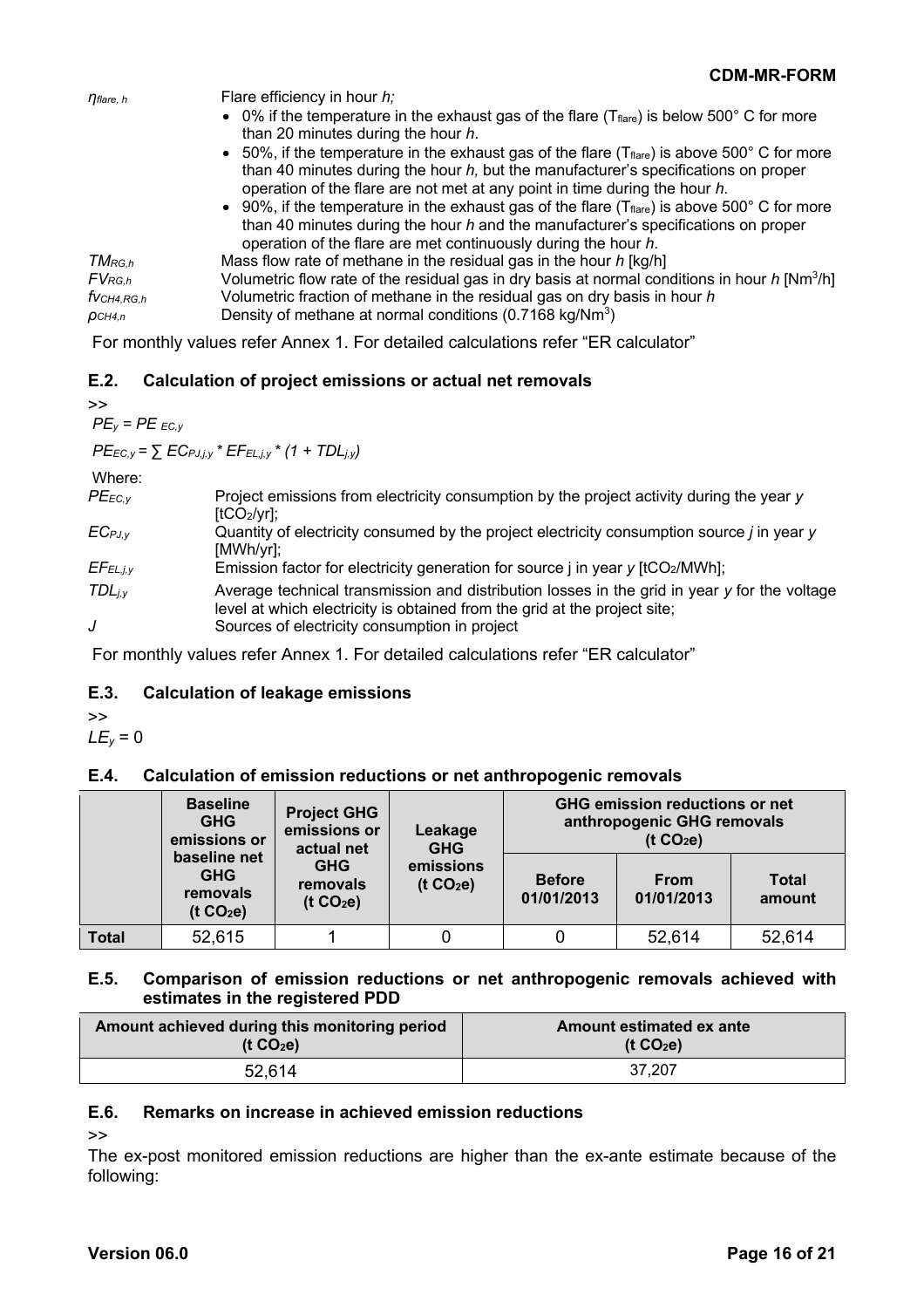| | |
|---|---|
| $\eta_{flare,h}$ | Flare efficiency in hour *h;*<br>• 0% if the temperature in the exhaust gas of the flare ($T_{flare}$) is below 500° C for more than 20 minutes during the hour *h*.<br>• 50%, if the temperature in the exhaust gas of the flare ($T_{flare}$) is above 500° C for more than 40 minutes during the hour *h,* but the manufacturer's specifications on proper operation of the flare are not met at any point in time during the hour *h*.<br>• 90%, if the temperature in the exhaust gas of the flare ($T_{flare}$) is above 500° C for more than 40 minutes during the hour *h* and the manufacturer's specifications on proper operation of the flare are met continuously during the hour *h*. |
| $TM_{RG,h}$ | Mass flow rate of methane in the residual gas in the hour *h* [kg/h] |
| $FV_{RG,h}$ | Volumetric flow rate of the residual gas in dry basis at normal conditions in hour *h* [$Nm^3$/h] |
| $fv_{CH4,RG,h}$ | Volumetric fraction of methane in the residual gas on dry basis in hour *h* |
| $\rho_{CH4,n}$ | Density of methane at normal conditions (0.7168 kg/$Nm^3$) |

For monthly values refer Annex 1. For detailed calculations refer "ER calculator"

### E.2. Calculation of project emissions or actual net removals

>>

$PE_y = PE_{EC,y}$

$PE_{EC,y} = \sum EC_{PJ,j,y} * EF_{EL,j,y} * (1 + TDL_{j,y})$

Where:

| | |
|---|---|
| $PE_{EC,y}$ | Project emissions from electricity consumption by the project activity during the year *y* [$tCO_2$/yr]; |
| $EC_{PJ,y}$ | Quantity of electricity consumed by the project electricity consumption source *j* in year *y* [MWh/yr]; |
| $EF_{EL,j,y}$ | Emission factor for electricity generation for source j in year *y* [$tCO_2$/MWh]; |
| $TDL_{j,y}$ | Average technical transmission and distribution losses in the grid in year *y* for the voltage level at which electricity is obtained from the grid at the project site; |
| *J* | Sources of electricity consumption in project |

For monthly values refer Annex 1. For detailed calculations refer "ER calculator"

### E.3. Calculation of leakage emissions

>>

$LE_y = 0$

### E.4. Calculation of emission reductions or net anthropogenic removals

| | Baseline GHG emissions or baseline net GHG removals (t $CO_2$e) | Project GHG emissions or actual net GHG removals (t $CO_2$e) | Leakage GHG emissions (t $CO_2$e) | GHG emission reductions or net anthropogenic GHG removals (t $CO_2$e) | | |
|---|---|---|---|---|---|---|
| | | | | Before 01/01/2013 | From 01/01/2013 | Total amount |
| **Total** | 52,615 | 1 | 0 | 0 | 52,614 | 52,614 |

### E.5. Comparison of emission reductions or net anthropogenic removals achieved with estimates in the registered PDD

| Amount achieved during this monitoring period (t $CO_2$e) | Amount estimated ex ante (t $CO_2$e) |
|---|---|
| 52,614 | 37,207 |

### E.6. Remarks on increase in achieved emission reductions

>>

The ex-post monitored emission reductions are higher than the ex-ante estimate because of the following: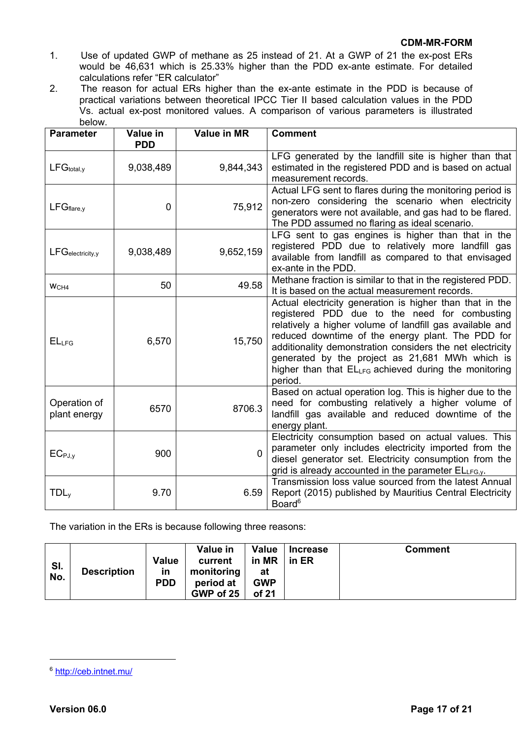1. Use of updated GWP of methane as 25 instead of 21. At a GWP of 21 the ex-post ERs would be 46,631 which is 25.33% higher than the PDD ex-ante estimate. For detailed calculations refer "ER calculator"
2. The reason for actual ERs higher than the ex-ante estimate in the PDD is because of practical variations between theoretical IPCC Tier II based calculation values in the PDD Vs. actual ex-post monitored values. A comparison of various parameters is illustrated below.

| Parameter | Value in PDD | Value in MR | Comment |
|---|---|---|---|
| $LFG_{total,y}$ | 9,038,489 | 9,844,343 | LFG generated by the landfill site is higher than that estimated in the registered PDD and is based on actual measurement records. |
| $LFG_{flare,y}$ | 0 | 75,912 | Actual LFG sent to flares during the monitoring period is non-zero considering the scenario when electricity generators were not available, and gas had to be flared. The PDD assumed no flaring as ideal scenario. |
| $LFG_{electricity,y}$ | 9,038,489 | 9,652,159 | LFG sent to gas engines is higher than that in the registered PDD due to relatively more landfill gas available from landfill as compared to that envisaged ex-ante in the PDD. |
| $w_{CH4}$ | 50 | 49.58 | Methane fraction is similar to that in the registered PDD. It is based on the actual measurement records. |
| $EL_{LFG}$ | 6,570 | 15,750 | Actual electricity generation is higher than that in the registered PDD due to the need for combusting relatively a higher volume of landfill gas available and reduced downtime of the energy plant. The PDD for additionality demonstration considers the net electricity generated by the project as 21,681 MWh which is higher than that $EL_{LFG}$ achieved during the monitoring period. |
| Operation of plant energy | 6570 | 8706.3 | Based on actual operation log. This is higher due to the need for combusting relatively a higher volume of landfill gas available and reduced downtime of the energy plant. |
| $EC_{PJ,y}$ | 900 | 0 | Electricity consumption based on actual values. This parameter only includes electricity imported from the diesel generator set. Electricity consumption from the grid is already accounted in the parameter $EL_{LFG,y}$. |
| $TDL_y$ | 9.70 | 6.59 | Transmission loss value sourced from the latest Annual Report (2015) published by Mauritius Central Electricity Board[6] |

The variation in the ERs is because following three reasons:

| Sl. No. | Description | Value in PDD | Value in current monitoring period at GWP of 25 | Value in MR at GWP of 21 | Increase in ER | Comment |
|---|---|---|---|---|---|---|

[6] http://ceb.intnet.mu/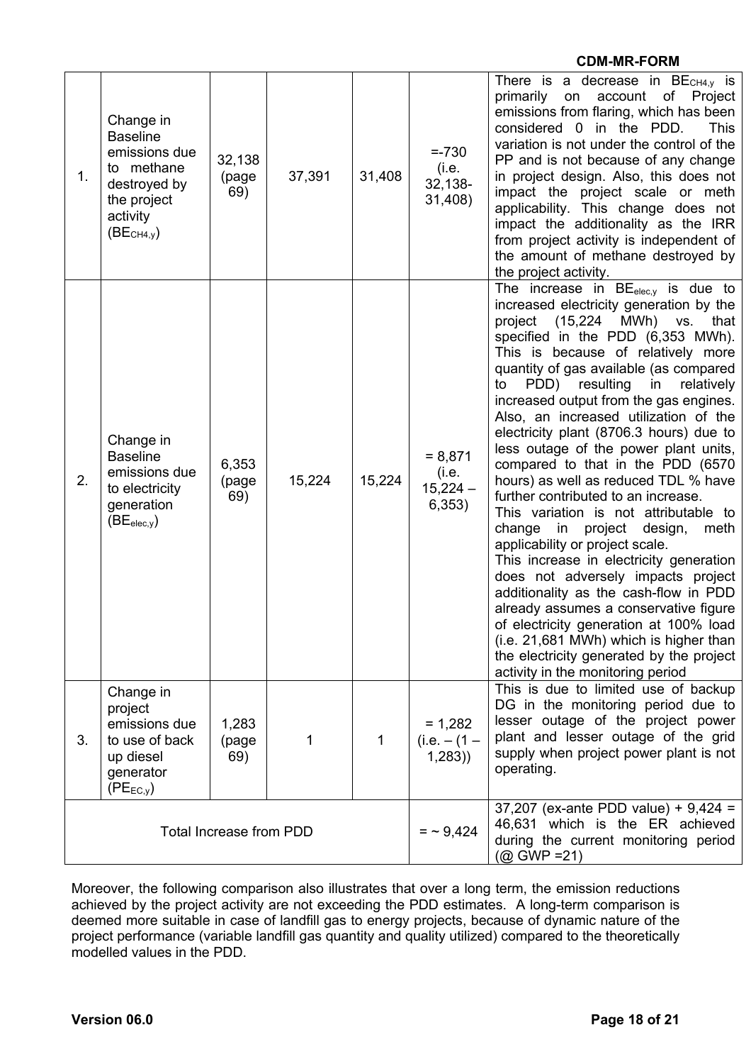| | | | | | | |
|---|---|---|---|---|---|---|
| 1. | Change in Baseline emissions due to methane destroyed by the project activity ($BE_{CH4,y}$) | 32,138 (page 69) | 37,391 | 31,408 | =-730 (i.e. 32,138-31,408) | There is a decrease in $BE_{CH4,y}$ is primarily on account of Project emissions from flaring, which has been considered 0 in the PDD. This variation is not under the control of the PP and is not because of any change in project design. Also, this does not impact the project scale or meth applicability. This change does not impact the additionality as the IRR from project activity is independent of the amount of methane destroyed by the project activity. |
| 2. | Change in Baseline emissions due to electricity generation ($BE_{elec,y}$) | 6,353 (page 69) | 15,224 | 15,224 | = 8,871 (i.e. 15,224 – 6,353) | The increase in $BE_{elec,y}$ is due to increased electricity generation by the project (15,224 MWh) vs. that specified in the PDD (6,353 MWh). This is because of relatively more quantity of gas available (as compared to PDD) resulting in relatively increased output from the gas engines. Also, an increased utilization of the electricity plant (8706.3 hours) due to less outage of the power plant units, compared to that in the PDD (6570 hours) as well as reduced TDL % have further contributed to an increase. This variation is not attributable to change in project design, meth applicability or project scale. This increase in electricity generation does not adversely impacts project additionality as the cash-flow in PDD already assumes a conservative figure of electricity generation at 100% load (i.e. 21,681 MWh) which is higher than the electricity generated by the project activity in the monitoring period |
| 3. | Change in project emissions due to use of back up diesel generator ($PE_{EC,y}$) | 1,283 (page 69) | 1 | 1 | = 1,282 (i.e. – (1 – 1,283)) | This is due to limited use of backup DG in the monitoring period due to lesser outage of the project power plant and lesser outage of the grid supply when project power plant is not operating. |
| Total Increase from PDD | | | | | = ~ 9,424 | 37,207 (ex-ante PDD value) + 9,424 = 46,631 which is the ER achieved during the current monitoring period (@ GWP =21) |

Moreover, the following comparison also illustrates that over a long term, the emission reductions achieved by the project activity are not exceeding the PDD estimates. A long-term comparison is deemed more suitable in case of landfill gas to energy projects, because of dynamic nature of the project performance (variable landfill gas quantity and quality utilized) compared to the theoretically modelled values in the PDD.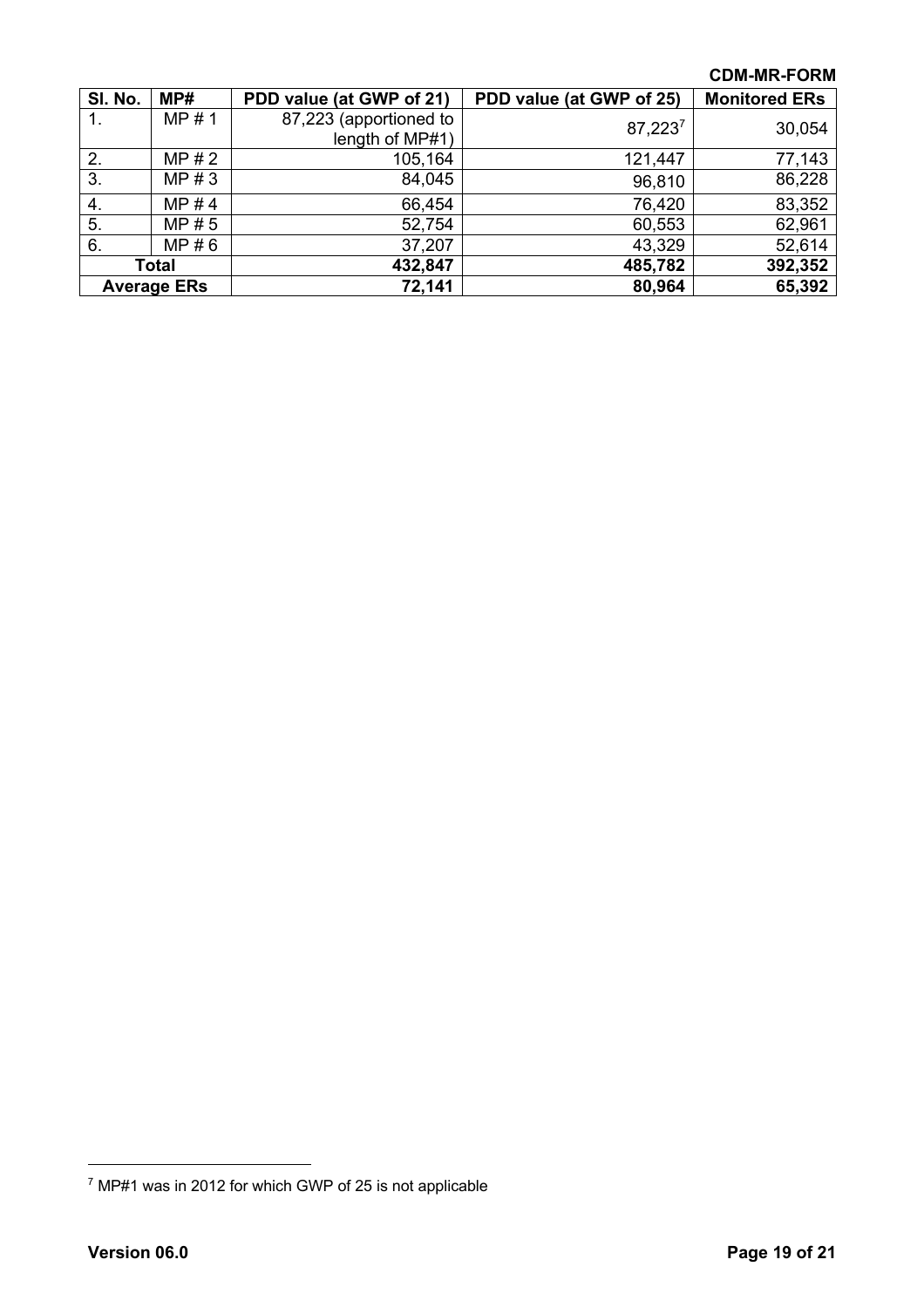| Sl. No. | MP# | PDD value (at GWP of 21) | PDD value (at GWP of 25) | Monitored ERs |
|---|---|---|---|---|
| 1. | MP # 1 | 87,223 (apportioned to length of MP#1) | 87,223[7] | 30,054 |
| 2. | MP # 2 | 105,164 | 121,447 | 77,143 |
| 3. | MP # 3 | 84,045 | 96,810 | 86,228 |
| 4. | MP # 4 | 66,454 | 76,420 | 83,352 |
| 5. | MP # 5 | 52,754 | 60,553 | 62,961 |
| 6. | MP # 6 | 37,207 | 43,329 | 52,614 |
| **Total** | | **432,847** | **485,782** | **392,352** |
| **Average ERs** | | **72,141** | **80,964** | **65,392** |

[7] MP#1 was in 2012 for which GWP of 25 is not applicable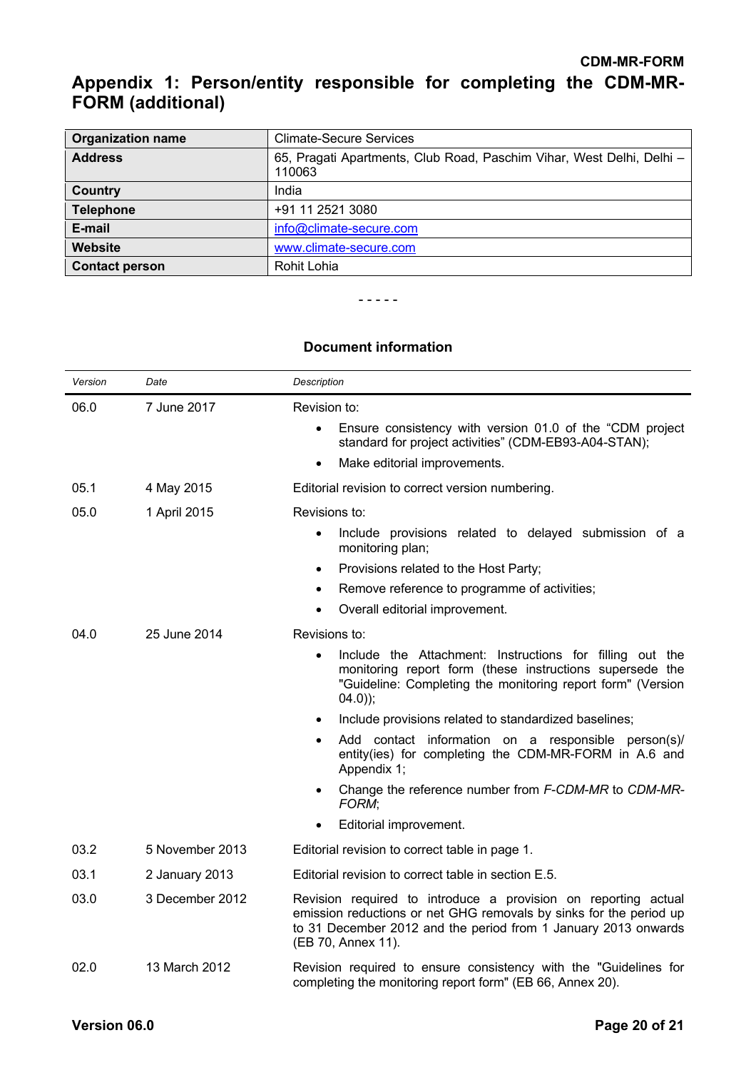# Appendix 1: Person/entity responsible for completing the CDM-MR-FORM (additional)

| | |
|---|---|
| **Organization name** | Climate-Secure Services |
| **Address** | 65, Pragati Apartments, Club Road, Paschim Vihar, West Delhi, Delhi – 110063 |
| **Country** | India |
| **Telephone** | +91 11 2521 3080 |
| **E-mail** | info@climate-secure.com |
| **Website** | www.climate-secure.com |
| **Contact person** | Rohit Lohia |

- - - - -

### Document information

| *Version* | *Date* | *Description* |
|---|---|---|
| 06.0 | 7 June 2017 | Revision to:<br>• Ensure consistency with version 01.0 of the "CDM project standard for project activities" (CDM-EB93-A04-STAN);<br>• Make editorial improvements. |
| 05.1 | 4 May 2015 | Editorial revision to correct version numbering. |
| 05.0 | 1 April 2015 | Revisions to:<br>• Include provisions related to delayed submission of a monitoring plan;<br>• Provisions related to the Host Party;<br>• Remove reference to programme of activities;<br>• Overall editorial improvement. |
| 04.0 | 25 June 2014 | Revisions to:<br>• Include the Attachment: Instructions for filling out the monitoring report form (these instructions supersede the "Guideline: Completing the monitoring report form" (Version 04.0));<br>• Include provisions related to standardized baselines;<br>• Add contact information on a responsible person(s)/ entity(ies) for completing the CDM-MR-FORM in A.6 and Appendix 1;<br>• Change the reference number from *F-CDM-MR* to *CDM-MR-FORM*;<br>• Editorial improvement. |
| 03.2 | 5 November 2013 | Editorial revision to correct table in page 1. |
| 03.1 | 2 January 2013 | Editorial revision to correct table in section E.5. |
| 03.0 | 3 December 2012 | Revision required to introduce a provision on reporting actual emission reductions or net GHG removals by sinks for the period up to 31 December 2012 and the period from 1 January 2013 onwards (EB 70, Annex 11). |
| 02.0 | 13 March 2012 | Revision required to ensure consistency with the "Guidelines for completing the monitoring report form" (EB 66, Annex 20). |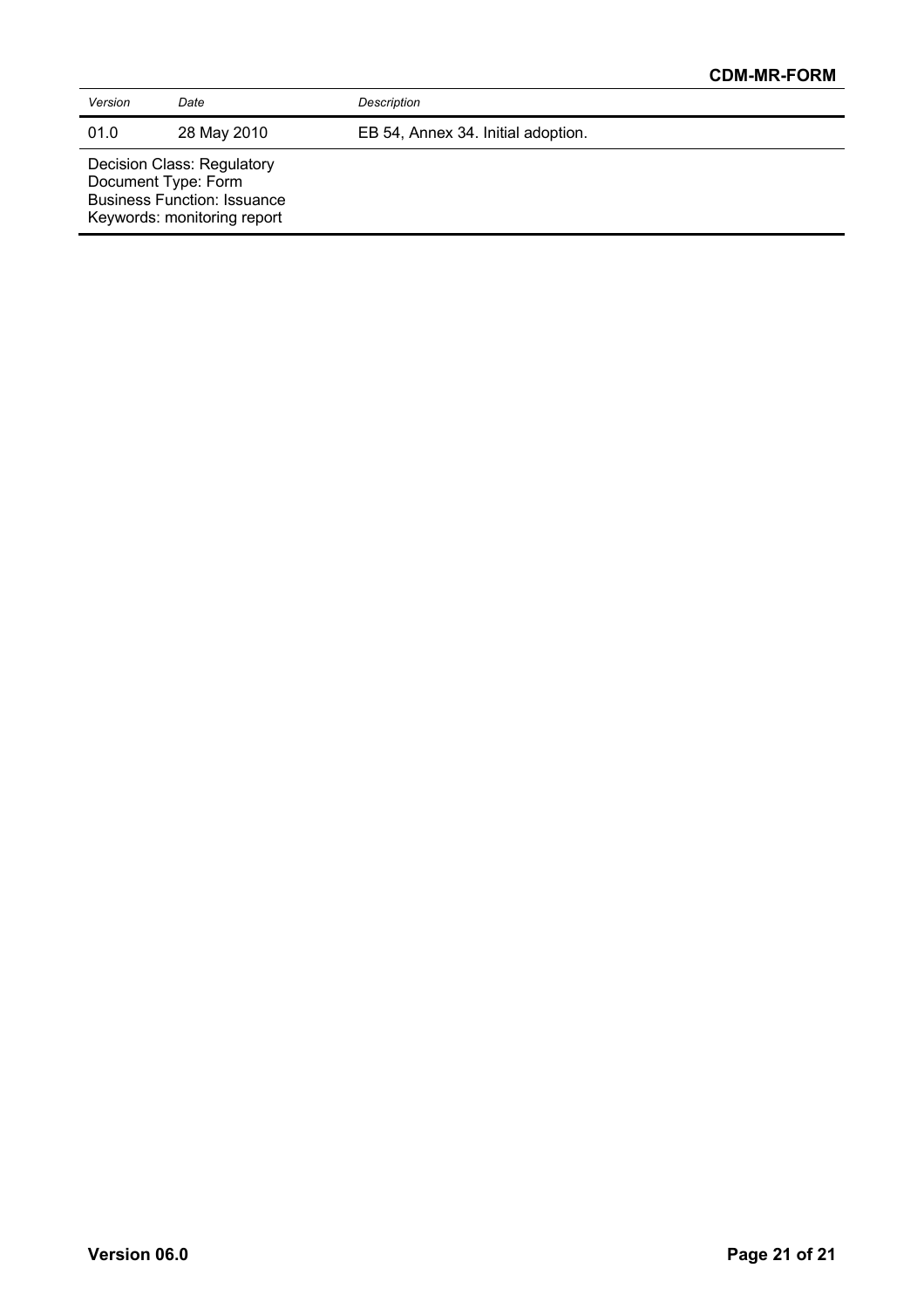| Version | Date | Description |
|---|---|---|
| 01.0 | 28 May 2010 | EB 54, Annex 34. Initial adoption. |

Decision Class: Regulatory
Document Type: Form
Business Function: Issuance
Keywords: monitoring report